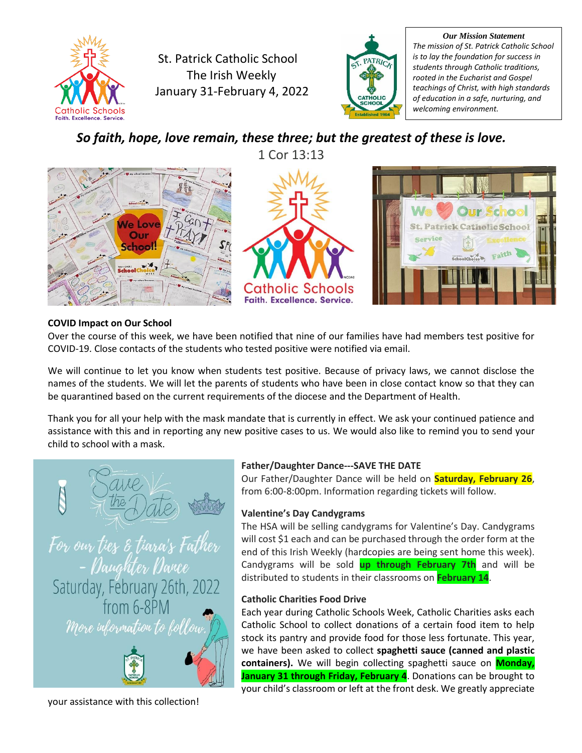St. Patrick Catholic School
The Irish Weekly
January 31-February 4, 2022

***Our Mission Statement***

*The mission of St. Patrick Catholic School is to lay the foundation for success in students through Catholic traditions, rooted in the Eucharist and Gospel teachings of Christ, with high standards of education in a safe, nurturing, and welcoming environment.*

***So faith, hope, love remain, these three; but the greatest of these is love.***

1 Cor 13:13

**COVID Impact on Our School**

Over the course of this week, we have been notified that nine of our families have had members test positive for COVID-19. Close contacts of the students who tested positive were notified via email.

We will continue to let you know when students test positive. Because of privacy laws, we cannot disclose the names of the students. We will let the parents of students who have been in close contact know so that they can be quarantined based on the current requirements of the diocese and the Department of Health.

Thank you for all your help with the mask mandate that is currently in effect. We ask your continued patience and assistance with this and in reporting any new positive cases to us. We would also like to remind you to send your child to school with a mask.

**Father/Daughter Dance---SAVE THE DATE**

Our Father/Daughter Dance will be held on **Saturday, February 26**, from 6:00-8:00pm. Information regarding tickets will follow.

**Valentine's Day Candygrams**

The HSA will be selling candygrams for Valentine's Day. Candygrams will cost $1 each and can be purchased through the order form at the end of this Irish Weekly (hardcopies are being sent home this week). Candygrams will be sold **up through February 7th** and will be distributed to students in their classrooms on **February 14**.

**Catholic Charities Food Drive**

Each year during Catholic Schools Week, Catholic Charities asks each Catholic School to collect donations of a certain food item to help stock its pantry and provide food for those less fortunate. This year, we have been asked to collect **spaghetti sauce (canned and plastic containers).** We will begin collecting spaghetti sauce on **Monday, January 31 through Friday, February 4**. Donations can be brought to your child's classroom or left at the front desk. We greatly appreciate your assistance with this collection!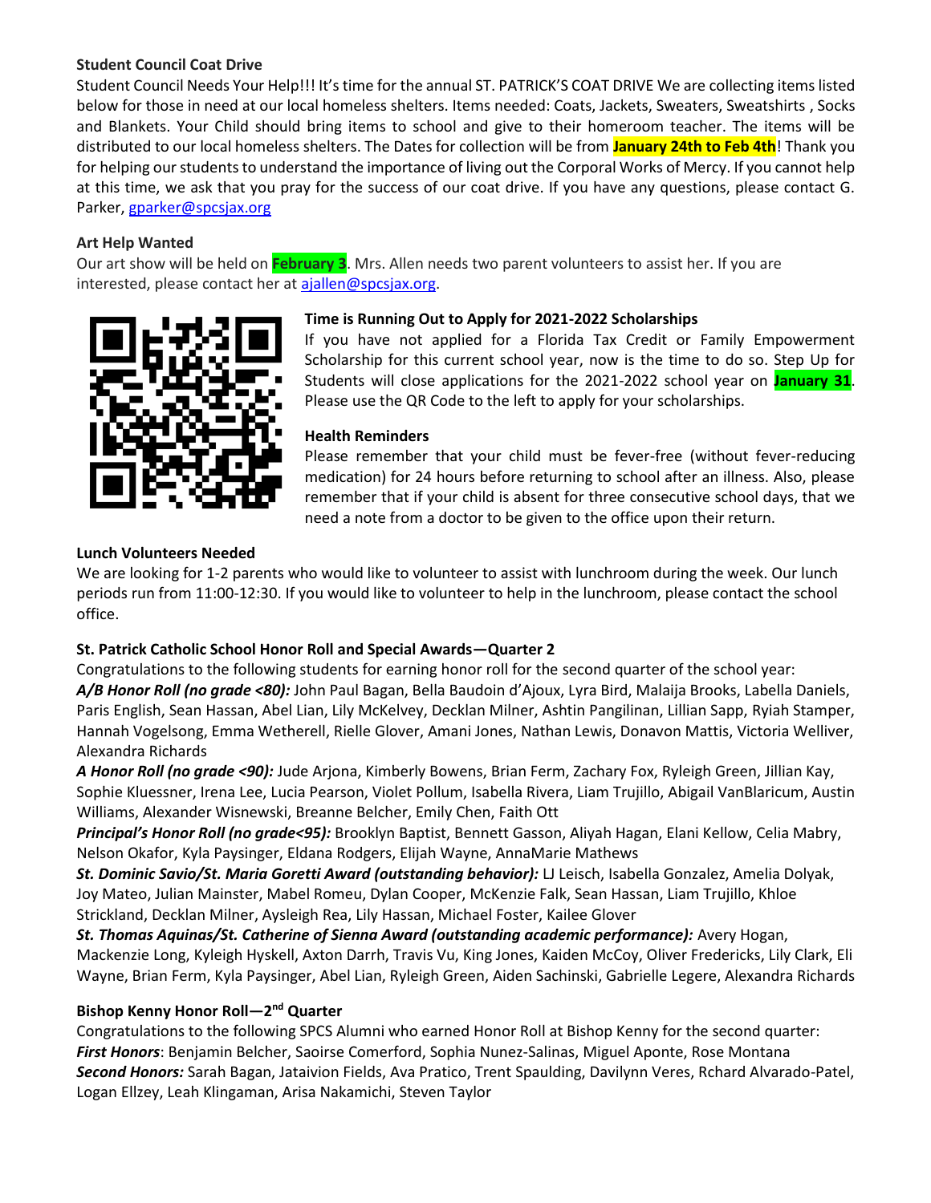**Student Council Coat Drive**

Student Council Needs Your Help!!! It's time for the annual ST. PATRICK'S COAT DRIVE We are collecting items listed below for those in need at our local homeless shelters. Items needed: Coats, Jackets, Sweaters, Sweatshirts , Socks and Blankets. Your Child should bring items to school and give to their homeroom teacher. The items will be distributed to our local homeless shelters. The Dates for collection will be from **January 24th to Feb 4th**! Thank you for helping our students to understand the importance of living out the Corporal Works of Mercy. If you cannot help at this time, we ask that you pray for the success of our coat drive. If you have any questions, please contact G. Parker, gparker@spcsjax.org

**Art Help Wanted**

Our art show will be held on **February 3**. Mrs. Allen needs two parent volunteers to assist her. If you are interested, please contact her at ajallen@spcsjax.org.

**Time is Running Out to Apply for 2021-2022 Scholarships**

If you have not applied for a Florida Tax Credit or Family Empowerment Scholarship for this current school year, now is the time to do so. Step Up for Students will close applications for the 2021-2022 school year on **January 31**. Please use the QR Code to the left to apply for your scholarships.

**Health Reminders**

Please remember that your child must be fever-free (without fever-reducing medication) for 24 hours before returning to school after an illness. Also, please remember that if your child is absent for three consecutive school days, that we need a note from a doctor to be given to the office upon their return.

**Lunch Volunteers Needed**

We are looking for 1-2 parents who would like to volunteer to assist with lunchroom during the week. Our lunch periods run from 11:00-12:30. If you would like to volunteer to help in the lunchroom, please contact the school office.

**St. Patrick Catholic School Honor Roll and Special Awards—Quarter 2**

Congratulations to the following students for earning honor roll for the second quarter of the school year:

***A/B Honor Roll (no grade <80):*** John Paul Bagan, Bella Baudoin d'Ajoux, Lyra Bird, Malaija Brooks, Labella Daniels, Paris English, Sean Hassan, Abel Lian, Lily McKelvey, Decklan Milner, Ashtin Pangilinan, Lillian Sapp, Ryiah Stamper, Hannah Vogelsong, Emma Wetherell, Rielle Glover, Amani Jones, Nathan Lewis, Donavon Mattis, Victoria Welliver, Alexandra Richards

***A Honor Roll (no grade <90):*** Jude Arjona, Kimberly Bowens, Brian Ferm, Zachary Fox, Ryleigh Green, Jillian Kay, Sophie Kluessner, Irena Lee, Lucia Pearson, Violet Pollum, Isabella Rivera, Liam Trujillo, Abigail VanBlaricum, Austin Williams, Alexander Wisnewski, Breanne Belcher, Emily Chen, Faith Ott

***Principal's Honor Roll (no grade<95):*** Brooklyn Baptist, Bennett Gasson, Aliyah Hagan, Elani Kellow, Celia Mabry, Nelson Okafor, Kyla Paysinger, Eldana Rodgers, Elijah Wayne, AnnaMarie Mathews

***St. Dominic Savio/St. Maria Goretti Award (outstanding behavior):*** LJ Leisch, Isabella Gonzalez, Amelia Dolyak, Joy Mateo, Julian Mainster, Mabel Romeu, Dylan Cooper, McKenzie Falk, Sean Hassan, Liam Trujillo, Khloe Strickland, Decklan Milner, Aysleigh Rea, Lily Hassan, Michael Foster, Kailee Glover

***St. Thomas Aquinas/St. Catherine of Sienna Award (outstanding academic performance):*** Avery Hogan, Mackenzie Long, Kyleigh Hyskell, Axton Darrh, Travis Vu, King Jones, Kaiden McCoy, Oliver Fredericks, Lily Clark, Eli Wayne, Brian Ferm, Kyla Paysinger, Abel Lian, Ryleigh Green, Aiden Sachinski, Gabrielle Legere, Alexandra Richards

**Bishop Kenny Honor Roll—2nd Quarter**

Congratulations to the following SPCS Alumni who earned Honor Roll at Bishop Kenny for the second quarter:

***First Honors***: Benjamin Belcher, Saoirse Comerford, Sophia Nunez-Salinas, Miguel Aponte, Rose Montana

***Second Honors:*** Sarah Bagan, Jataivion Fields, Ava Pratico, Trent Spaulding, Davilynn Veres, Rchard Alvarado-Patel, Logan Ellzey, Leah Klingaman, Arisa Nakamichi, Steven Taylor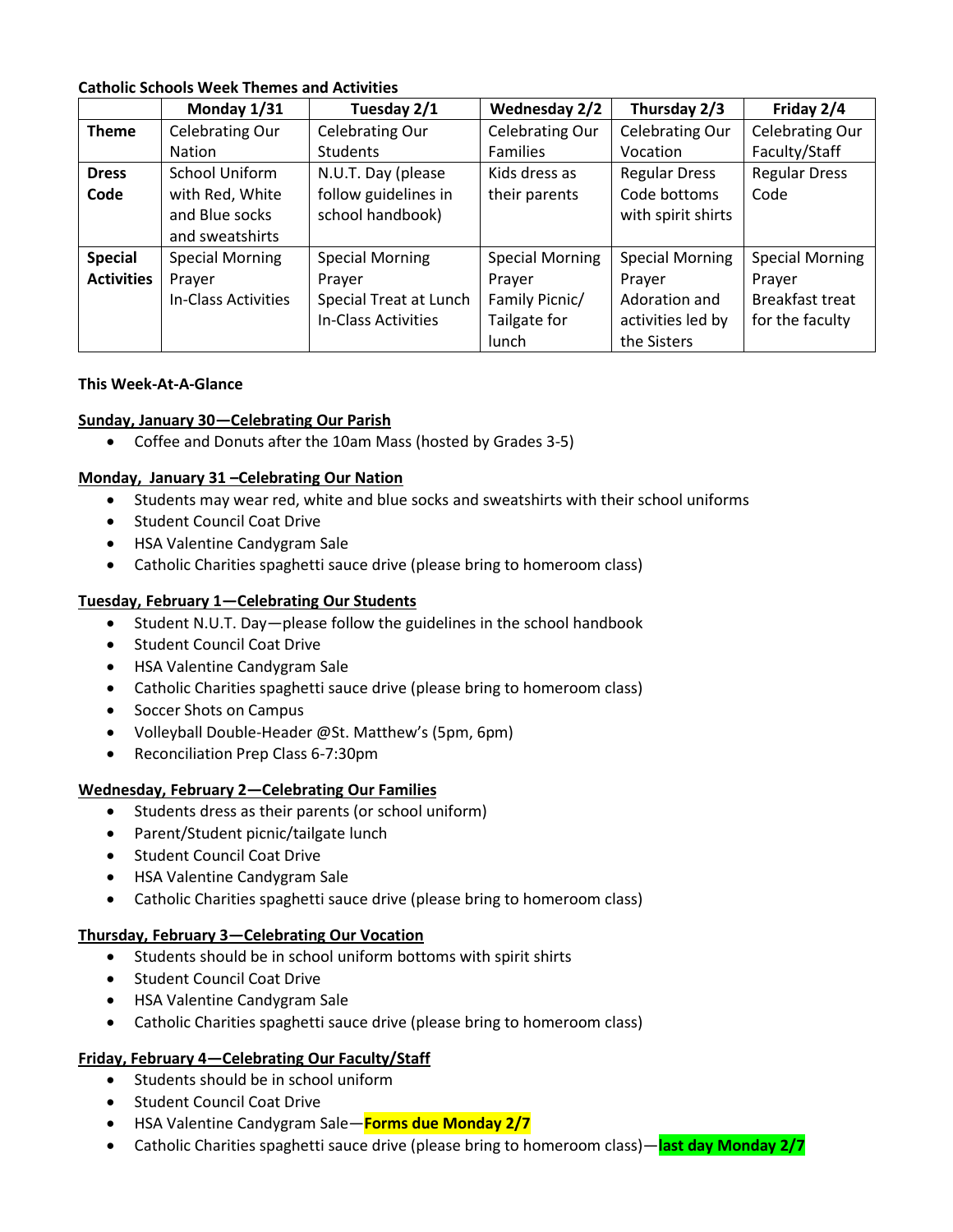**Catholic Schools Week Themes and Activities**

| | Monday 1/31 | Tuesday 2/1 | Wednesday 2/2 | Thursday 2/3 | Friday 2/4 |
|---|---|---|---|---|---|
| **Theme** | Celebrating Our Nation | Celebrating Our Students | Celebrating Our Families | Celebrating Our Vocation | Celebrating Our Faculty/Staff |
| **Dress Code** | School Uniform with Red, White and Blue socks and sweatshirts | N.U.T. Day (please follow guidelines in school handbook) | Kids dress as their parents | Regular Dress Code bottoms with spirit shirts | Regular Dress Code |
| **Special Activities** | Special Morning Prayer<br>In-Class Activities | Special Morning Prayer<br>Special Treat at Lunch<br>In-Class Activities | Special Morning Prayer<br>Family Picnic/ Tailgate for lunch | Special Morning Prayer<br>Adoration and activities led by the Sisters | Special Morning Prayer<br>Breakfast treat for the faculty |

**This Week-At-A-Glance**

**Sunday, January 30—Celebrating Our Parish**

- Coffee and Donuts after the 10am Mass (hosted by Grades 3-5)

**Monday, January 31 –Celebrating Our Nation**

- Students may wear red, white and blue socks and sweatshirts with their school uniforms
- Student Council Coat Drive
- HSA Valentine Candygram Sale
- Catholic Charities spaghetti sauce drive (please bring to homeroom class)

**Tuesday, February 1—Celebrating Our Students**

- Student N.U.T. Day—please follow the guidelines in the school handbook
- Student Council Coat Drive
- HSA Valentine Candygram Sale
- Catholic Charities spaghetti sauce drive (please bring to homeroom class)
- Soccer Shots on Campus
- Volleyball Double-Header @St. Matthew's (5pm, 6pm)
- Reconciliation Prep Class 6-7:30pm

**Wednesday, February 2—Celebrating Our Families**

- Students dress as their parents (or school uniform)
- Parent/Student picnic/tailgate lunch
- Student Council Coat Drive
- HSA Valentine Candygram Sale
- Catholic Charities spaghetti sauce drive (please bring to homeroom class)

**Thursday, February 3—Celebrating Our Vocation**

- Students should be in school uniform bottoms with spirit shirts
- Student Council Coat Drive
- HSA Valentine Candygram Sale
- Catholic Charities spaghetti sauce drive (please bring to homeroom class)

**Friday, February 4—Celebrating Our Faculty/Staff**

- Students should be in school uniform
- Student Council Coat Drive
- HSA Valentine Candygram Sale—**Forms due Monday 2/7**
- Catholic Charities spaghetti sauce drive (please bring to homeroom class)—**last day Monday 2/7**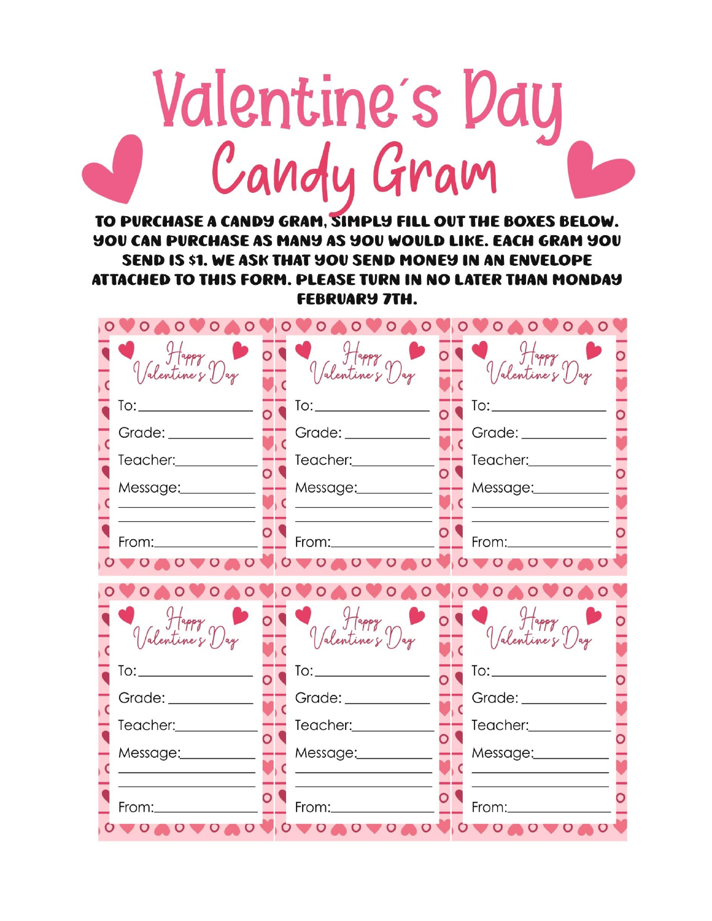# Valentine's Day Candy Gram

**TO PURCHASE A CANDY GRAM, SIMPLY FILL OUT THE BOXES BELOW. YOU CAN PURCHASE AS MANY AS YOU WOULD LIKE. EACH GRAM YOU SEND IS $1. WE ASK THAT YOU SEND MONEY IN AN ENVELOPE ATTACHED TO THIS FORM. PLEASE TURN IN NO LATER THAN MONDAY FEBRUARY 7TH.**

*Happy Valentine's Day*

To: ____________

Grade: ____________

Teacher: ____________

Message: ____________

____________

____________

From: ____________

*Happy Valentine's Day*

To: ____________

Grade: ____________

Teacher: ____________

Message: ____________

____________

____________

From: ____________

*Happy Valentine's Day*

To: ____________

Grade: ____________

Teacher: ____________

Message: ____________

____________

____________

From: ____________

*Happy Valentine's Day*

To: ____________

Grade: ____________

Teacher: ____________

Message: ____________

____________

____________

From: ____________

*Happy Valentine's Day*

To: ____________

Grade: ____________

Teacher: ____________

Message: ____________

____________

____________

From: ____________

*Happy Valentine's Day*

To: ____________

Grade: ____________

Teacher: ____________

Message: ____________

____________

____________

From: ____________